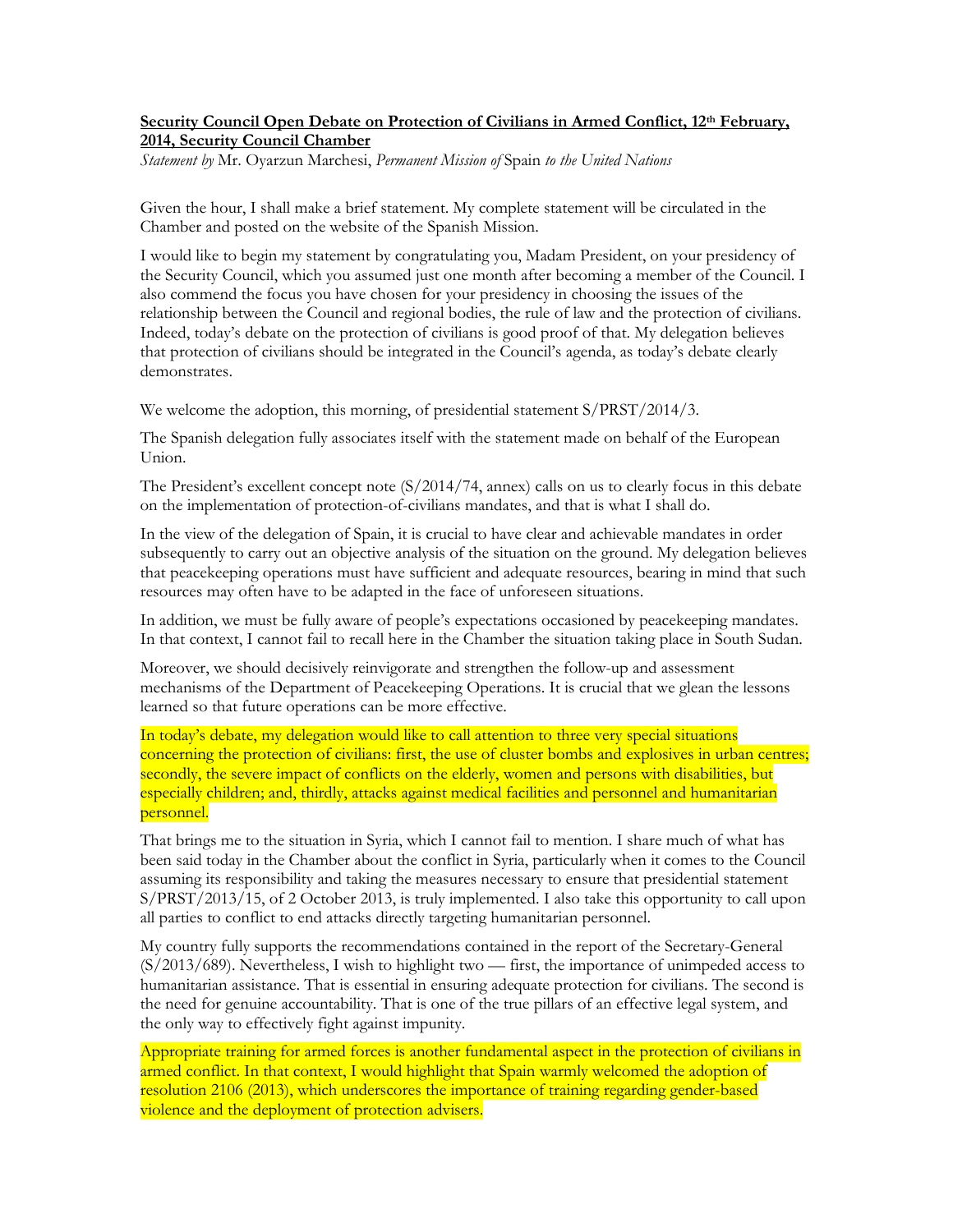**Security Council Open Debate on Protection of Civilians in Armed Conflict, 12th February, 2014, Security Council Chamber**

*Statement by* Mr. Oyarzun Marchesi, *Permanent Mission of* Spain *to the United Nations*

Given the hour, I shall make a brief statement. My complete statement will be circulated in the Chamber and posted on the website of the Spanish Mission.

I would like to begin my statement by congratulating you, Madam President, on your presidency of the Security Council, which you assumed just one month after becoming a member of the Council. I also commend the focus you have chosen for your presidency in choosing the issues of the relationship between the Council and regional bodies, the rule of law and the protection of civilians. Indeed, today's debate on the protection of civilians is good proof of that. My delegation believes that protection of civilians should be integrated in the Council's agenda, as today's debate clearly demonstrates.

We welcome the adoption, this morning, of presidential statement S/PRST/2014/3.

The Spanish delegation fully associates itself with the statement made on behalf of the European Union.

The President's excellent concept note (S/2014/74, annex) calls on us to clearly focus in this debate on the implementation of protection-of-civilians mandates, and that is what I shall do.

In the view of the delegation of Spain, it is crucial to have clear and achievable mandates in order subsequently to carry out an objective analysis of the situation on the ground. My delegation believes that peacekeeping operations must have sufficient and adequate resources, bearing in mind that such resources may often have to be adapted in the face of unforeseen situations.

In addition, we must be fully aware of people's expectations occasioned by peacekeeping mandates. In that context, I cannot fail to recall here in the Chamber the situation taking place in South Sudan.

Moreover, we should decisively reinvigorate and strengthen the follow-up and assessment mechanisms of the Department of Peacekeeping Operations. It is crucial that we glean the lessons learned so that future operations can be more effective.

In today's debate, my delegation would like to call attention to three very special situations concerning the protection of civilians: first, the use of cluster bombs and explosives in urban centres; secondly, the severe impact of conflicts on the elderly, women and persons with disabilities, but especially children; and, thirdly, attacks against medical facilities and personnel and humanitarian personnel.

That brings me to the situation in Syria, which I cannot fail to mention. I share much of what has been said today in the Chamber about the conflict in Syria, particularly when it comes to the Council assuming its responsibility and taking the measures necessary to ensure that presidential statement S/PRST/2013/15, of 2 October 2013, is truly implemented. I also take this opportunity to call upon all parties to conflict to end attacks directly targeting humanitarian personnel.

My country fully supports the recommendations contained in the report of the Secretary-General (S/2013/689). Nevertheless, I wish to highlight two — first, the importance of unimpeded access to humanitarian assistance. That is essential in ensuring adequate protection for civilians. The second is the need for genuine accountability. That is one of the true pillars of an effective legal system, and the only way to effectively fight against impunity.

Appropriate training for armed forces is another fundamental aspect in the protection of civilians in armed conflict. In that context, I would highlight that Spain warmly welcomed the adoption of resolution 2106 (2013), which underscores the importance of training regarding gender-based violence and the deployment of protection advisers.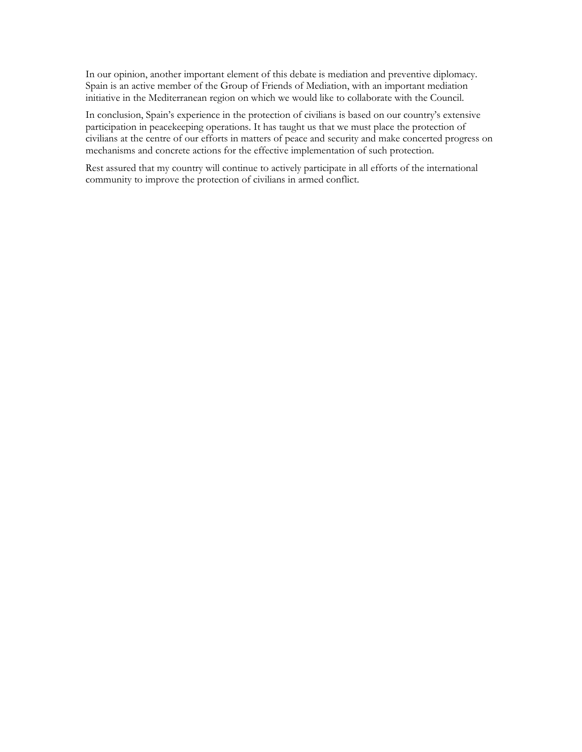In our opinion, another important element of this debate is mediation and preventive diplomacy. Spain is an active member of the Group of Friends of Mediation, with an important mediation initiative in the Mediterranean region on which we would like to collaborate with the Council.

In conclusion, Spain's experience in the protection of civilians is based on our country's extensive participation in peacekeeping operations. It has taught us that we must place the protection of civilians at the centre of our efforts in matters of peace and security and make concerted progress on mechanisms and concrete actions for the effective implementation of such protection.

Rest assured that my country will continue to actively participate in all efforts of the international community to improve the protection of civilians in armed conflict.